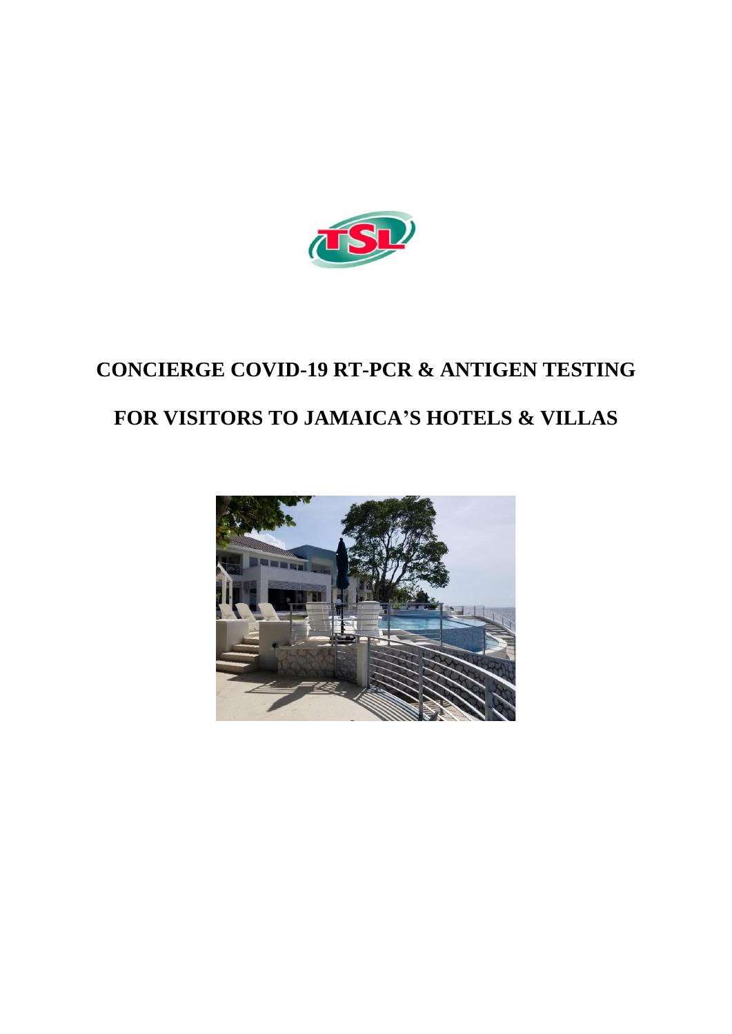# CONCIERGE COVID-19 RT-PCR & ANTIGEN TESTING

# FOR VISITORS TO JAMAICA'S HOTELS & VILLAS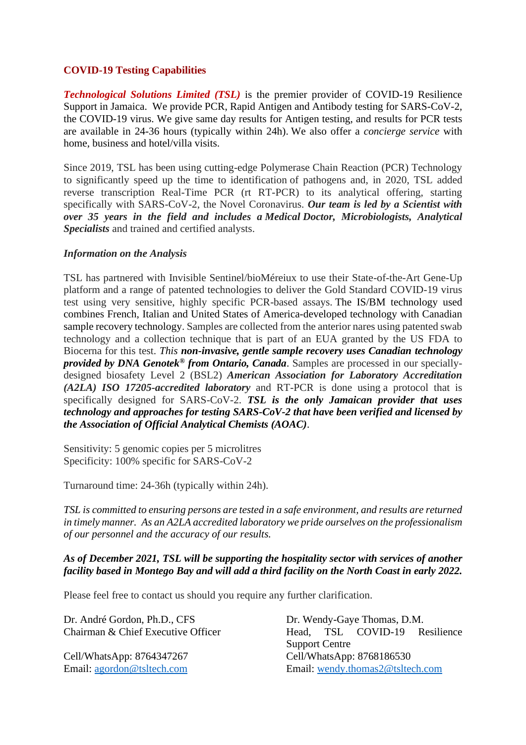## COVID-19 Testing Capabilities

***Technological Solutions Limited (TSL)*** is the premier provider of COVID-19 Resilience Support in Jamaica. We provide PCR, Rapid Antigen and Antibody testing for SARS-CoV-2, the COVID-19 virus. We give same day results for Antigen testing, and results for PCR tests are available in 24-36 hours (typically within 24h). We also offer a *concierge service* with home, business and hotel/villa visits.

Since 2019, TSL has been using cutting-edge Polymerase Chain Reaction (PCR) Technology to significantly speed up the time to identification of pathogens and, in 2020, TSL added reverse transcription Real-Time PCR (rt RT-PCR) to its analytical offering, starting specifically with SARS-CoV-2, the Novel Coronavirus. ***Our team is led by a Scientist with over 35 years in the field and includes a Medical Doctor, Microbiologists, Analytical Specialists*** and trained and certified analysts.

*Information on the Analysis*

TSL has partnered with Invisible Sentinel/bioMéreiux to use their State-of-the-Art Gene-Up platform and a range of patented technologies to deliver the Gold Standard COVID-19 virus test using very sensitive, highly specific PCR-based assays. The IS/BM technology used combines French, Italian and United States of America-developed technology with Canadian sample recovery technology. Samples are collected from the anterior nares using patented swab technology and a collection technique that is part of an EUA granted by the US FDA to Biocerna for this test. *This* ***non-invasive, gentle sample recovery uses Canadian technology provided by DNA Genotek® from Ontario, Canada***. Samples are processed in our specially-designed biosafety Level 2 (BSL2) ***American Association for Laboratory Accreditation (A2LA) ISO 17205-accredited laboratory*** and RT-PCR is done using a protocol that is specifically designed for SARS-CoV-2. ***TSL is the only Jamaican provider that uses technology and approaches for testing SARS-CoV-2 that have been verified and licensed by the Association of Official Analytical Chemists (AOAC)***.

Sensitivity: 5 genomic copies per 5 microlitres
Specificity: 100% specific for SARS-CoV-2

Turnaround time: 24-36h (typically within 24h).

*TSL is committed to ensuring persons are tested in a safe environment, and results are returned in timely manner. As an A2LA accredited laboratory we pride ourselves on the professionalism of our personnel and the accuracy of our results.*

***As of December 2021, TSL will be supporting the hospitality sector with services of another facility based in Montego Bay and will add a third facility on the North Coast in early 2022.***

Please feel free to contact us should you require any further clarification.

Dr. André Gordon, Ph.D., CFS
Chairman & Chief Executive Officer

Cell/WhatsApp: 8764347267
Email: agordon@tsltech.com

Dr. Wendy-Gaye Thomas, D.M.
Head, TSL COVID-19 Resilience Support Centre
Cell/WhatsApp: 8768186530
Email: wendy.thomas2@tsltech.com